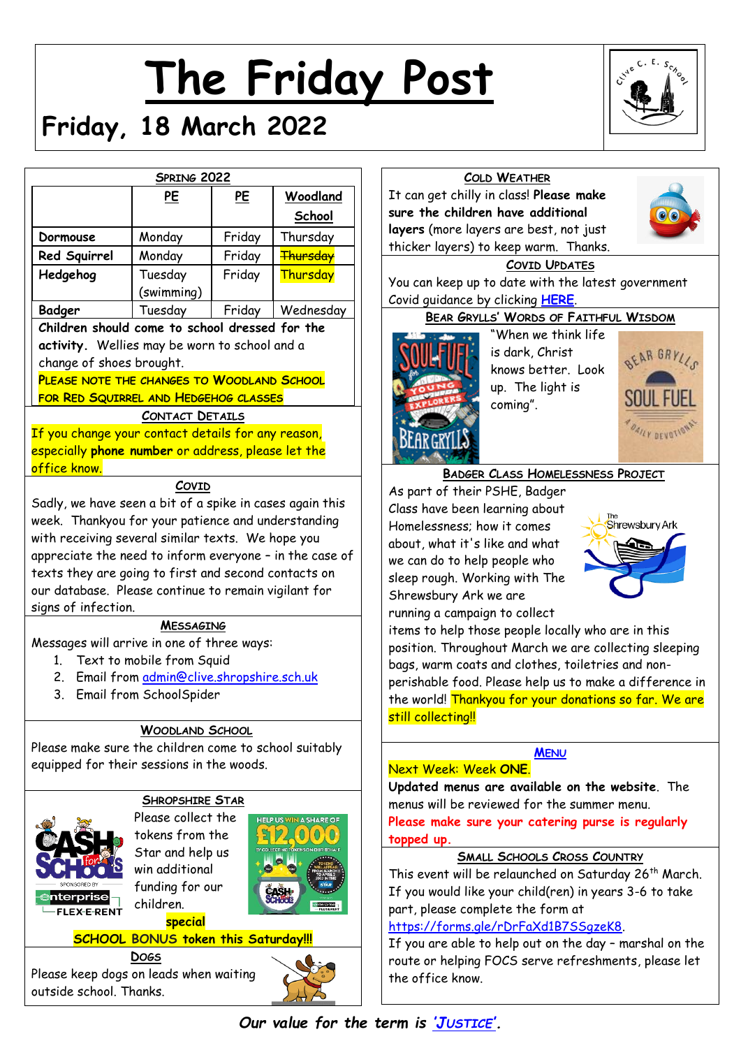# The Friday Post

## Friday, 18 March 2022

### Spring 2022

| | PE | PE | Woodland School |
|---|---|---|---|
| Dormouse | Monday | Friday | Thursday |
| Red Squirrel | Monday | Friday | ~~Thursday~~ |
| Hedgehog | Tuesday (swimming) | Friday | Thursday |
| Badger | Tuesday | Friday | Wednesday |

**Children should come to school dressed for the activity.** Wellies may be worn to school and a change of shoes brought.

PLEASE NOTE THE CHANGES TO WOODLAND SCHOOL FOR RED SQUIRREL AND HEDGEHOG CLASSES

### Contact Details

If you change your contact details for any reason, especially **phone number** or address, please let the office know.

### Covid

Sadly, we have seen a bit of a spike in cases again this week. Thankyou for your patience and understanding with receiving several similar texts. We hope you appreciate the need to inform everyone – in the case of texts they are going to first and second contacts on our database. Please continue to remain vigilant for signs of infection.

### Messaging

Messages will arrive in one of three ways:

1. Text to mobile from Squid
2. Email from admin@clive.shropshire.sch.uk
3. Email from SchoolSpider

### Woodland School

Please make sure the children come to school suitably equipped for their sessions in the woods.

### Shropshire Star

Please collect the tokens from the Star and help us win additional funding for our children.

special SCHOOL BONUS token this Saturday!!!

### Dogs

Please keep dogs on leads when waiting outside school. Thanks.

### Cold Weather

It can get chilly in class! **Please make sure the children have additional layers** (more layers are best, not just thicker layers) to keep warm. Thanks.

### Covid Updates

You can keep up to date with the latest government Covid guidance by clicking **HERE**.

### Bear Grylls' Words of Faithful Wisdom

"When we think life is dark, Christ knows better. Look up. The light is coming".

### Badger Class Homelessness Project

As part of their PSHE, Badger Class have been learning about Homelessness; how it comes about, what it's like and what we can do to help people who sleep rough. Working with The Shrewsbury Ark we are running a campaign to collect items to help those people locally who are in this position. Throughout March we are collecting sleeping bags, warm coats and clothes, toiletries and non-perishable food. Please help us to make a difference in the world! Thankyou for your donations so far. We are still collecting!!

### Menu

Next Week: Week **ONE**.

**Updated menus are available on the website.** The menus will be reviewed for the summer menu.

**Please make sure your catering purse is regularly topped up.**

### Small Schools Cross Country

This event will be relaunched on Saturday 26th March. If you would like your child(ren) in years 3-6 to take part, please complete the form at https://forms.gle/rDrFaXd1B7SSgzeK8.

If you are able to help out on the day – marshal on the route or helping FOCS serve refreshments, please let the office know.

***Our value for the term is 'Justice'.***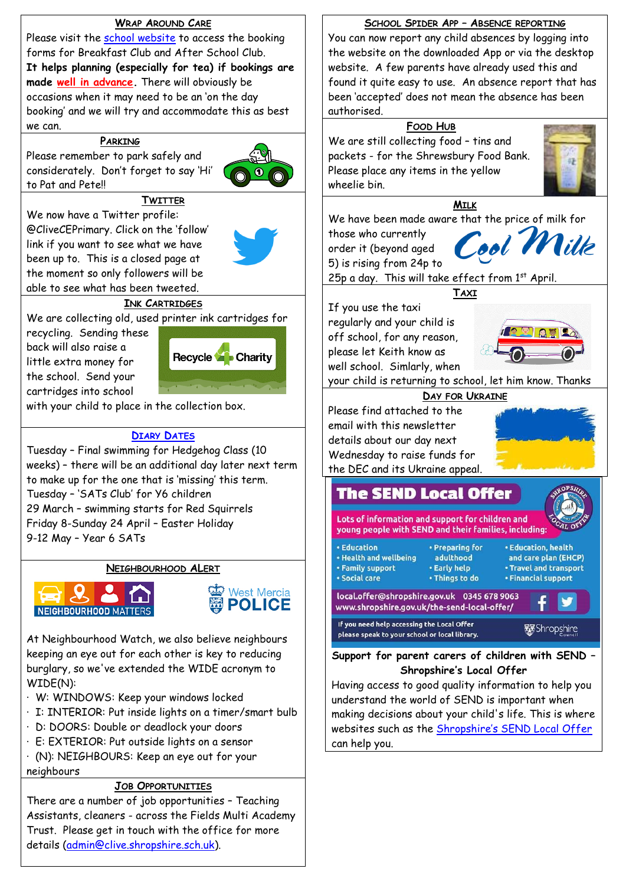## Wrap Around Care

Please visit the school website to access the booking forms for Breakfast Club and After School Club. **It helps planning (especially for tea) if bookings are made well in advance.** There will obviously be occasions when it may need to be an 'on the day booking' and we will try and accommodate this as best we can.

## Parking

Please remember to park safely and considerately. Don't forget to say 'Hi' to Pat and Pete!!

## Twitter

We now have a Twitter profile: @CliveCEPrimary. Click on the 'follow' link if you want to see what we have been up to. This is a closed page at the moment so only followers will be able to see what has been tweeted.

## Ink Cartridges

We are collecting old, used printer ink cartridges for recycling. Sending these back will also raise a little extra money for the school. Send your cartridges into school with your child to place in the collection box.

Recycle 4 Charity

## Diary Dates

Tuesday – Final swimming for Hedgehog Class (10 weeks) – there will be an additional day later next term to make up for the one that is 'missing' this term.
Tuesday – 'SATs Club' for Y6 children
29 March – swimming starts for Red Squirrels
Friday 8-Sunday 24 April – Easter Holiday
9-12 May – Year 6 SATs

## Neighbourhood Alert

NEIGHBOURHOOD MATTERS

West Mercia POLICE

At Neighbourhood Watch, we also believe neighbours keeping an eye out for each other is key to reducing burglary, so we've extended the WIDE acronym to WIDE(N):

- W: WINDOWS: Keep your windows locked
- I: INTERIOR: Put inside lights on a timer/smart bulb
- D: DOORS: Double or deadlock your doors
- E: EXTERIOR: Put outside lights on a sensor
- (N): NEIGHBOURS: Keep an eye out for your neighbours

## Job Opportunities

There are a number of job opportunities – Teaching Assistants, cleaners - across the Fields Multi Academy Trust. Please get in touch with the office for more details (admin@clive.shropshire.sch.uk).

## School Spider App – Absence Reporting

You can now report any child absences by logging into the website on the downloaded App or via the desktop website. A few parents have already used this and found it quite easy to use. An absence report that has been 'accepted' does not mean the absence has been authorised.

## Food Hub

We are still collecting food – tins and packets - for the Shrewsbury Food Bank. Please place any items in the yellow wheelie bin.

## Milk

We have been made aware that the price of milk for those who currently order it (beyond aged 5) is rising from 24p to 25p a day. This will take effect from 1st April.

Cool Milk

## Taxi

If you use the taxi regularly and your child is off school, for any reason, please let Keith know as well school. Simlarly, when your child is returning to school, let him know. Thanks

## Day for Ukraine

Please find attached to the email with this newsletter details about our day next Wednesday to raise funds for the DEC and its Ukraine appeal.

## The SEND Local Offer

Lots of information and support for children and young people with SEND and their families, including:

- Education
- Health and wellbeing
- Family support
- Social care
- Preparing for adulthood
- Early help
- Things to do
- Education, health and care plan (EHCP)
- Travel and transport
- Financial support

local.offer@shropshire.gov.uk 0345 678 9063
www.shropshire.gov.uk/the-send-local-offer/

If you need help accessing the Local Offer please speak to your school or local library.

Shropshire Council

**Support for parent carers of children with SEND – Shropshire's Local Offer**

Having access to good quality information to help you understand the world of SEND is important when making decisions about your child's life. This is where websites such as the Shropshire's SEND Local Offer can help you.